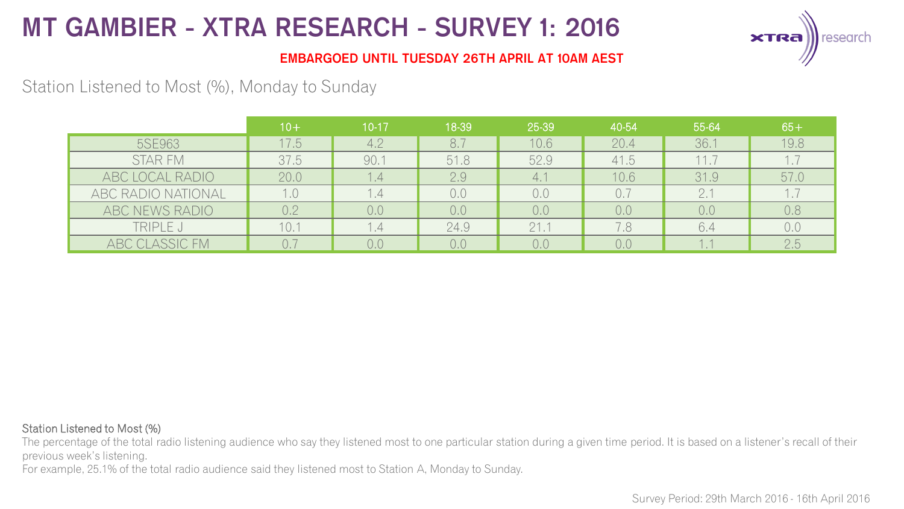# MT GAMBIER - XTRA RESEARCH - SURVEY 1: 2016

**EMBARGOED UNTIL TUESDAY 26TH APRIL AT 10AM AEST**

Station Listened to Most (%), Monday to Sunday

| | 10+ | 10-17 | 18-39 | 25-39 | 40-54 | 55-64 | 65+ |
|---|---|---|---|---|---|---|---|
| 5SE963 | 17.5 | 4.2 | 8.7 | 10.6 | 20.4 | 36.1 | 19.8 |
| STAR FM | 37.5 | 90.1 | 51.8 | 52.9 | 41.5 | 11.7 | 1.7 |
| ABC LOCAL RADIO | 20.0 | 1.4 | 2.9 | 4.1 | 10.6 | 31.9 | 57.0 |
| ABC RADIO NATIONAL | 1.0 | 1.4 | 0.0 | 0.0 | 0.7 | 2.1 | 1.7 |
| ABC NEWS RADIO | 0.2 | 0.0 | 0.0 | 0.0 | 0.0 | 0.0 | 0.8 |
| TRIPLE J | 10.1 | 1.4 | 24.9 | 21.1 | 7.8 | 6.4 | 0.0 |
| ABC CLASSIC FM | 0.7 | 0.0 | 0.0 | 0.0 | 0.0 | 1.1 | 2.5 |

Station Listened to Most (%)

The percentage of the total radio listening audience who say they listened most to one particular station during a given time period. It is based on a listener's recall of their previous week's listening.

For example, 25.1% of the total radio audience said they listened most to Station A, Monday to Sunday.

Survey Period: 29th March 2016 - 16th April 2016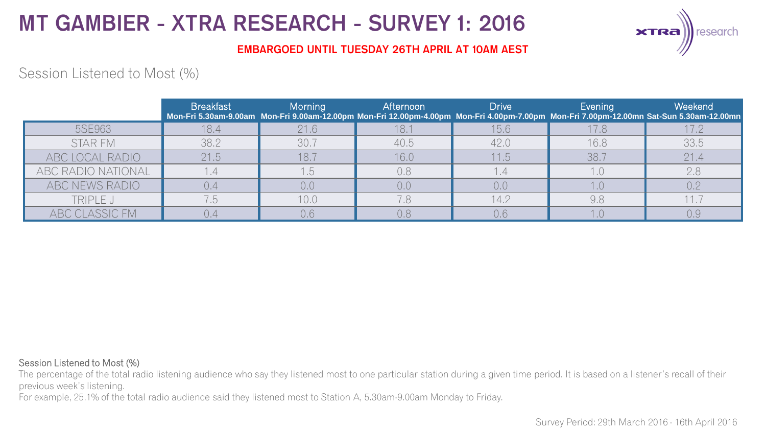# MT GAMBIER - XTRA RESEARCH - SURVEY 1: 2016

**EMBARGOED UNTIL TUESDAY 26TH APRIL AT 10AM AEST**

Session Listened to Most (%)

| | Breakfast Mon-Fri 5.30am-9.00am | Morning Mon-Fri 9.00am-12.00pm | Afternoon Mon-Fri 12.00pm-4.00pm | Drive Mon-Fri 4.00pm-7.00pm | Evening Mon-Fri 7.00pm-12.00mn | Weekend Sat-Sun 5.30am-12.00mn |
|---|---|---|---|---|---|---|
| 5SE963 | 18.4 | 21.6 | 18.1 | 15.6 | 17.8 | 17.2 |
| STAR FM | 38.2 | 30.7 | 40.5 | 42.0 | 16.8 | 33.5 |
| ABC LOCAL RADIO | 21.5 | 18.7 | 16.0 | 11.5 | 38.7 | 21.4 |
| ABC RADIO NATIONAL | 1.4 | 1.5 | 0.8 | 1.4 | 1.0 | 2.8 |
| ABC NEWS RADIO | 0.4 | 0.0 | 0.0 | 0.0 | 1.0 | 0.2 |
| TRIPLE J | 7.5 | 10.0 | 7.8 | 14.2 | 9.8 | 11.7 |
| ABC CLASSIC FM | 0.4 | 0.6 | 0.8 | 0.6 | 1.0 | 0.9 |

Session Listened to Most (%)

The percentage of the total radio listening audience who say they listened most to one particular station during a given time period. It is based on a listener's recall of their previous week's listening.

For example, 25.1% of the total radio audience said they listened most to Station A, 5.30am-9.00am Monday to Friday.

Survey Period: 29th March 2016 - 16th April 2016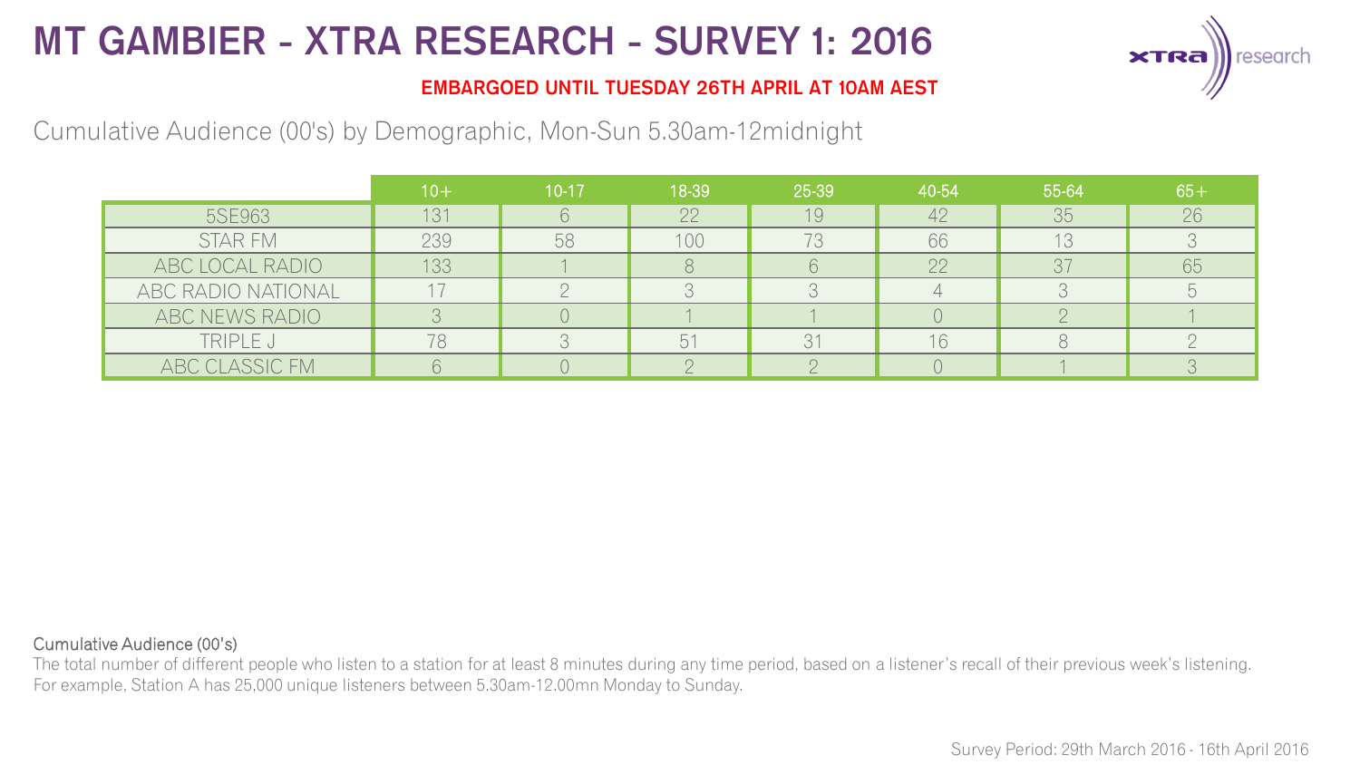# MT GAMBIER - XTRA RESEARCH - SURVEY 1: 2016

**EMBARGOED UNTIL TUESDAY 26TH APRIL AT 10AM AEST**

Cumulative Audience (00's) by Demographic, Mon-Sun 5.30am-12midnight

| | 10+ | 10-17 | 18-39 | 25-39 | 40-54 | 55-64 | 65+ |
|---|---|---|---|---|---|---|---|
| 5SE963 | 131 | 6 | 22 | 19 | 42 | 35 | 26 |
| STAR FM | 239 | 58 | 100 | 73 | 66 | 13 | 3 |
| ABC LOCAL RADIO | 133 | 1 | 8 | 6 | 22 | 37 | 65 |
| ABC RADIO NATIONAL | 17 | 2 | 3 | 3 | 4 | 3 | 5 |
| ABC NEWS RADIO | 3 | 0 | 1 | 1 | 0 | 2 | 1 |
| TRIPLE J | 78 | 3 | 51 | 31 | 16 | 8 | 2 |
| ABC CLASSIC FM | 6 | 0 | 2 | 2 | 0 | 1 | 3 |

Cumulative Audience (00's)

The total number of different people who listen to a station for at least 8 minutes during any time period, based on a listener's recall of their previous week's listening. For example, Station A has 25,000 unique listeners between 5.30am-12.00mn Monday to Sunday.

Survey Period: 29th March 2016 - 16th April 2016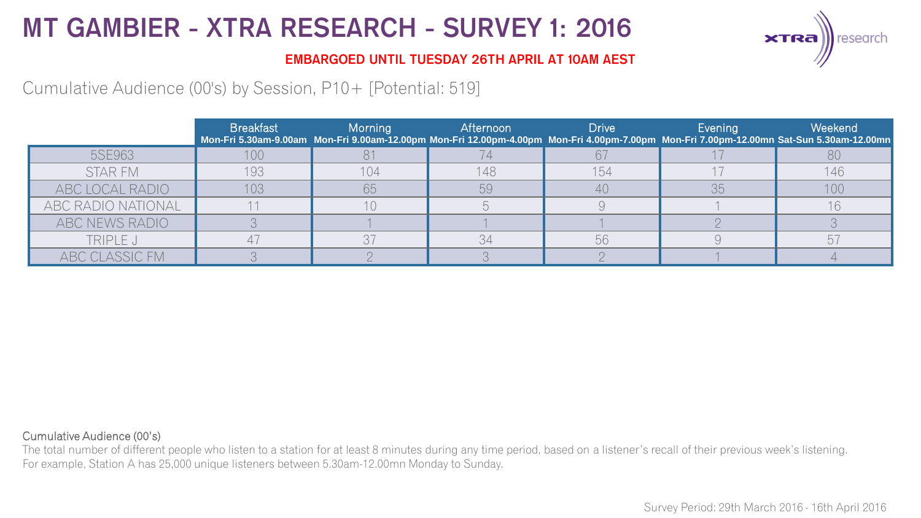# MT GAMBIER - XTRA RESEARCH - SURVEY 1: 2016

**EMBARGOED UNTIL TUESDAY 26TH APRIL AT 10AM AEST**

Cumulative Audience (00's) by Session, P10+ [Potential: 519]

| | Breakfast Mon-Fri 5.30am-9.00am | Morning Mon-Fri 9.00am-12.00pm | Afternoon Mon-Fri 12.00pm-4.00pm | Drive Mon-Fri 4.00pm-7.00pm | Evening Mon-Fri 7.00pm-12.00mn | Weekend Sat-Sun 5.30am-12.00mn |
|---|---|---|---|---|---|---|
| 5SE963 | 100 | 81 | 74 | 67 | 17 | 80 |
| STAR FM | 193 | 104 | 148 | 154 | 17 | 146 |
| ABC LOCAL RADIO | 103 | 65 | 59 | 40 | 35 | 100 |
| ABC RADIO NATIONAL | 11 | 10 | 5 | 9 | 1 | 16 |
| ABC NEWS RADIO | 3 | 1 | 1 | 1 | 2 | 3 |
| TRIPLE J | 47 | 37 | 34 | 56 | 9 | 57 |
| ABC CLASSIC FM | 3 | 2 | 3 | 2 | 1 | 4 |

Cumulative Audience (00's)

The total number of different people who listen to a station for at least 8 minutes during any time period, based on a listener's recall of their previous week's listening.
For example, Station A has 25,000 unique listeners between 5.30am-12.00mn Monday to Sunday.

Survey Period: 29th March 2016 - 16th April 2016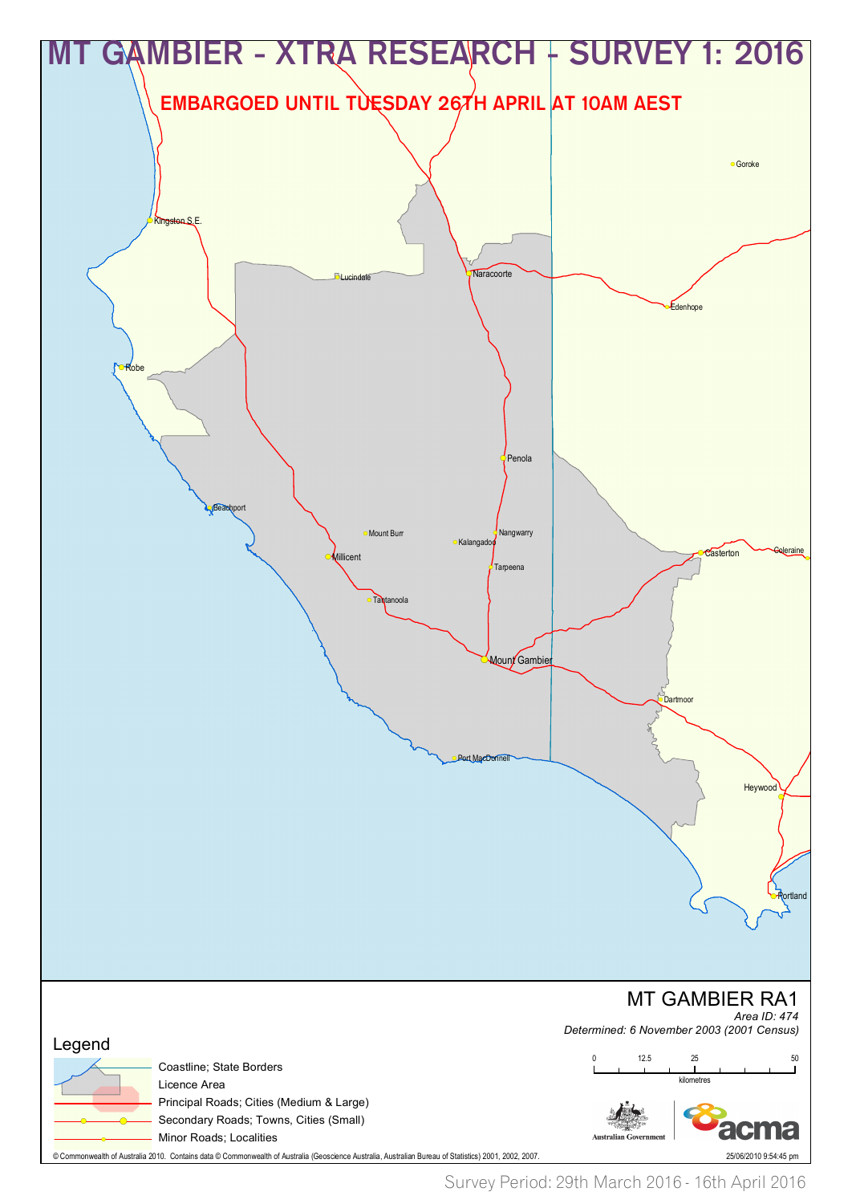# MT GAMBIER - XTRA RESEARCH - SURVEY 1: 2016

EMBARGOED UNTIL TUESDAY 26TH APRIL AT 10AM AEST

Goroke
Kingston S.E.
Lucindale
Naracoorte
Edenhope
Robe
Penola
Beachport
Mount Burr
Nangwarry
Kalangadoo
Millicent
Casterton
Coleraine
Tarpeena
Tantanoola
Mount Gambier
Dartmoor
Port MacDonnell
Heywood
Portland

MT GAMBIER RA1

*Area ID: 474*

*Determined: 6 November 2003 (2001 Census)*

0 12.5 25 50

kilometres

## Legend

Coastline; State Borders

Licence Area

Principal Roads; Cities (Medium & Large)

Secondary Roads; Towns, Cities (Small)

Minor Roads; Localities

Australian Government

acma

© Commonwealth of Australia 2010. Contains data © Commonwealth of Australia (Geoscience Australia, Australian Bureau of Statistics) 2001, 2002, 2007.

25/06/2010 9:54:45 pm

Survey Period: 29th March 2016 - 16th April 2016